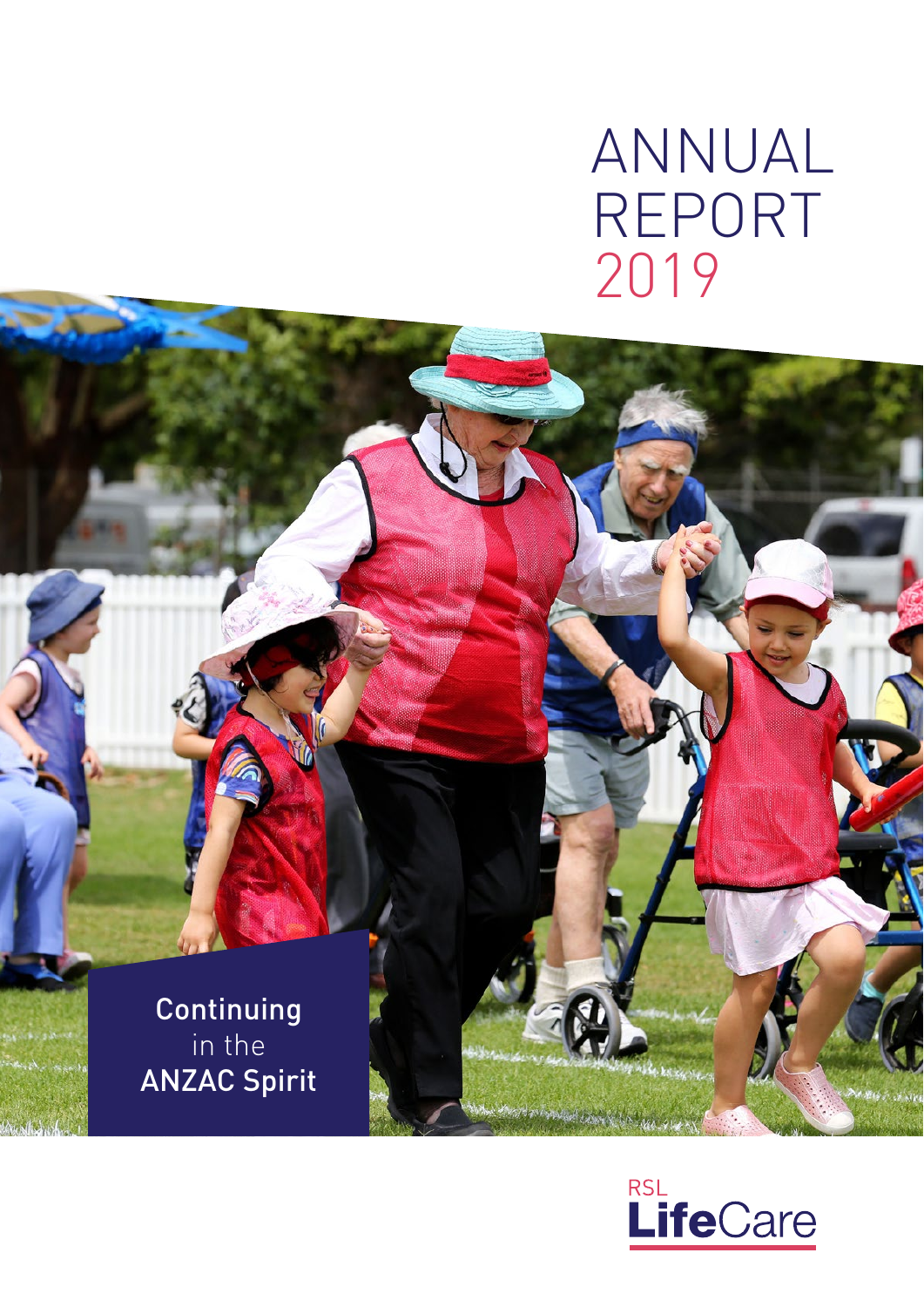# ANNUAL REPORT 2019

**Continuing** in the **ANZAC Spirit**

RSL **Life**Care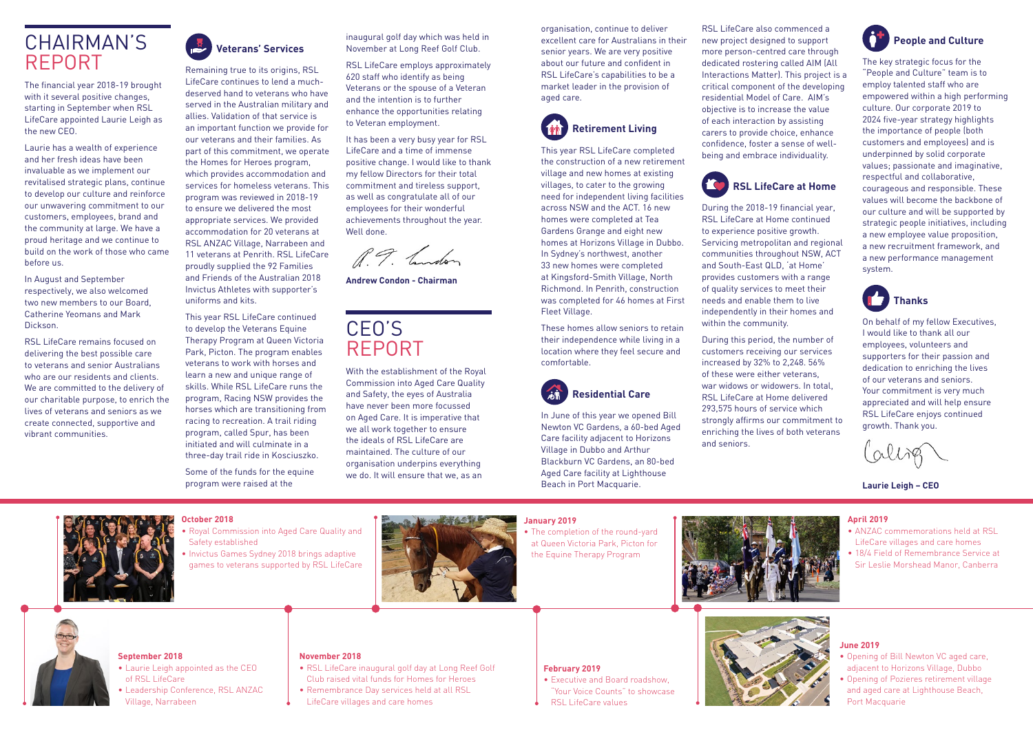# CHAIRMAN'S REPORT

The financial year 2018-19 brought with it several positive changes, starting in September when RSL LifeCare appointed Laurie Leigh as the new CEO.

Laurie has a wealth of experience and her fresh ideas have been invaluable as we implement our revitalised strategic plans, continue to develop our culture and reinforce our unwavering commitment to our customers, employees, brand and the community at large. We have a proud heritage and we continue to build on the work of those who came before us.

In August and September respectively, we also welcomed two new members to our Board, Catherine Yeomans and Mark Dickson.

RSL LifeCare remains focused on delivering the best possible care to veterans and senior Australians who are our residents and clients. We are committed to the delivery of our charitable purpose, to enrich the lives of veterans and seniors as we create connected, supportive and vibrant communities.

## Veterans' Services

Remaining true to its origins, RSL LifeCare continues to lend a much-deserved hand to veterans who have served in the Australian military and allies. Validation of that service is an important function we provide for our veterans and their families. As part of this commitment, we operate the Homes for Heroes program, which provides accommodation and services for homeless veterans. This program was reviewed in 2018-19 to ensure we delivered the most appropriate services. We provided accommodation for 20 veterans at RSL ANZAC Village, Narrabeen and 11 veterans at Penrith. RSL LifeCare proudly supplied the 92 Families and Friends of the Australian 2018 Invictus Athletes with supporter's uniforms and kits.

This year RSL LifeCare continued to develop the Veterans Equine Therapy Program at Queen Victoria Park, Picton. The program enables veterans to work with horses and learn a new and unique range of skills. While RSL LifeCare runs the program, Racing NSW provides the horses which are transitioning from racing to recreation. A trail riding program, called Spur, has been initiated and will culminate in a three-day trail ride in Kosciuszko.

Some of the funds for the equine program were raised at the inaugural golf day which was held in November at Long Reef Golf Club.

RSL LifeCare employs approximately 620 staff who identify as being Veterans or the spouse of a Veteran and the intention is to further enhance the opportunities relating to Veteran employment.

It has been a very busy year for RSL LifeCare and a time of immense positive change. I would like to thank my fellow Directors for their total commitment and tireless support, as well as congratulate all of our employees for their wonderful achievements throughout the year. Well done.

**Andrew Condon - Chairman**

# CEO'S REPORT

With the establishment of the Royal Commission into Aged Care Quality and Safety, the eyes of Australia have never been more focussed on Aged Care. It is imperative that we all work together to ensure the ideals of RSL LifeCare are maintained. The culture of our organisation underpins everything we do. It will ensure that we, as an organisation, continue to deliver excellent care for Australians in their senior years. We are very positive about our future and confident in RSL LifeCare's capabilities to be a market leader in the provision of aged care.

## Retirement Living

This year RSL LifeCare completed the construction of a new retirement village and new homes at existing villages, to cater to the growing need for independent living facilities across NSW and the ACT. 16 new homes were completed at Tea Gardens Grange and eight new homes at Horizons Village in Dubbo. In Sydney's northwest, another 33 new homes were completed at Kingsford-Smith Village, North Richmond. In Penrith, construction was completed for 46 homes at First Fleet Village.

These homes allow seniors to retain their independence while living in a location where they feel secure and comfortable.

## Residential Care

In June of this year we opened Bill Newton VC Gardens, a 60-bed Aged Care facility adjacent to Horizons Village in Dubbo and Arthur Blackburn VC Gardens, an 80-bed Aged Care facility at Lighthouse Beach in Port Macquarie.

RSL LifeCare also commenced a new project designed to support more person-centred care through dedicated rostering called AIM (All Interactions Matter). This project is a critical component of the developing residential Model of Care. AIM's objective is to increase the value of each interaction by assisting carers to provide choice, enhance confidence, foster a sense of well-being and embrace individuality.

## RSL LifeCare at Home

During the 2018-19 financial year, RSL LifeCare at Home continued to experience positive growth. Servicing metropolitan and regional communities throughout NSW, ACT and South-East QLD, 'at Home' provides customers with a range of quality services to meet their needs and enable them to live independently in their homes and within the community.

During this period, the number of customers receiving our services increased by 32% to 2,248. 56% of these were either veterans, war widows or widowers. In total, RSL LifeCare at Home delivered 293,575 hours of service which strongly affirms our commitment to enriching the lives of both veterans and seniors.

## People and Culture

The key strategic focus for the "People and Culture" team is to employ talented staff who are empowered within a high performing culture. Our corporate 2019 to 2024 five-year strategy highlights the importance of people (both customers and employees) and is underpinned by solid corporate values; passionate and imaginative, respectful and collaborative, courageous and responsible. These values will become the backbone of our culture and will be supported by strategic people initiatives, including a new employee value proposition, a new recruitment framework, and a new performance management system.

## Thanks

On behalf of my fellow Executives, I would like to thank all our employees, volunteers and supporters for their passion and dedication to enriching the lives of our veterans and seniors. Your commitment is very much appreciated and will help ensure RSL LifeCare enjoys continued growth. Thank you.

**Laurie Leigh – CEO**

**September 2018**
- Laurie Leigh appointed as the CEO of RSL LifeCare
- Leadership Conference, RSL ANZAC Village, Narrabeen

**October 2018**
- Royal Commission into Aged Care Quality and Safety established
- Invictus Games Sydney 2018 brings adaptive games to veterans supported by RSL LifeCare

**November 2018**
- RSL LifeCare inaugural golf day at Long Reef Golf Club raised vital funds for Homes for Heroes
- Remembrance Day services held at all RSL LifeCare villages and care homes

**January 2019**
- The completion of the round-yard at Queen Victoria Park, Picton for the Equine Therapy Program

**February 2019**
- Executive and Board roadshow, "Your Voice Counts" to showcase RSL LifeCare values

**April 2019**
- ANZAC commemorations held at RSL LifeCare villages and care homes
- 18/4 Field of Remembrance Service at Sir Leslie Morshead Manor, Canberra

**June 2019**
- Opening of Bill Newton VC aged care, adjacent to Horizons Village, Dubbo
- Opening of Pozieres retirement village and aged care at Lighthouse Beach, Port Macquarie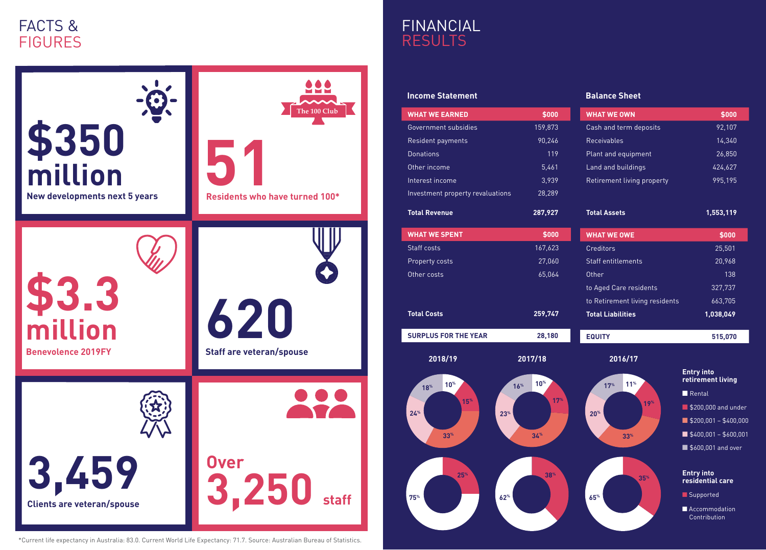# FACTS & FIGURES

**$350 million**
New developments next 5 years

The 100 Club

**51**
Residents who have turned 100*

**$3.3 million**
Benevolence 2019FY

**620**
Staff are veteran/spouse

**3,459**
Clients are veteran/spouse

**Over 3,250 staff**

*Current life expectancy in Australia: 83.0. Current World Life Expectancy: 71.7. Source: Australian Bureau of Statistics.

# FINANCIAL RESULTS

### Income Statement

| WHAT WE EARNED | $000 |
|---|---|
| Government subsidies | 159,873 |
| Resident payments | 90,246 |
| Donations | 119 |
| Other income | 5,461 |
| Interest income | 3,939 |
| Investment property revaluations | 28,289 |
| **Total Revenue** | **287,927** |

| WHAT WE SPENT | $000 |
|---|---|
| Staff costs | 167,623 |
| Property costs | 27,060 |
| Other costs | 65,064 |
| **Total Costs** | **259,747** |
| **SURPLUS FOR THE YEAR** | **28,180** |

### Balance Sheet

| WHAT WE OWN | $000 |
|---|---|
| Cash and term deposits | 92,107 |
| Receivables | 14,340 |
| Plant and equipment | 26,850 |
| Land and buildings | 424,627 |
| Retirement living property | 995,195 |
| **Total Assets** | **1,553,119** |

| WHAT WE OWE | $000 |
|---|---|
| Creditors | 25,501 |
| Staff entitlements | 20,968 |
| Other | 138 |
| to Aged Care residents | 327,737 |
| to Retirement living residents | 663,705 |
| **Total Liabilities** | **1,038,049** |
| **EQUITY** | **515,070** |

### Entry into retirement living

| | 2018/19 | 2017/18 | 2016/17 |
|---|---|---|---|
| Rental | 10% | 10% | 11% |
| $200,000 and under | 15% | 17% | 19% |
| $200,001 – $400,000 | 33% | 34% | 33% |
| $400,001 – $600,000 | 24% | 23% | 20% |
| $600,001 and over | 18% | 16% | 17% |

### Entry into residential care

| | 2018/19 | 2017/18 | 2016/17 |
|---|---|---|---|
| Supported | 25% | 38% | 35% |
| Accommodation Contribution | 75% | 62% | 65% |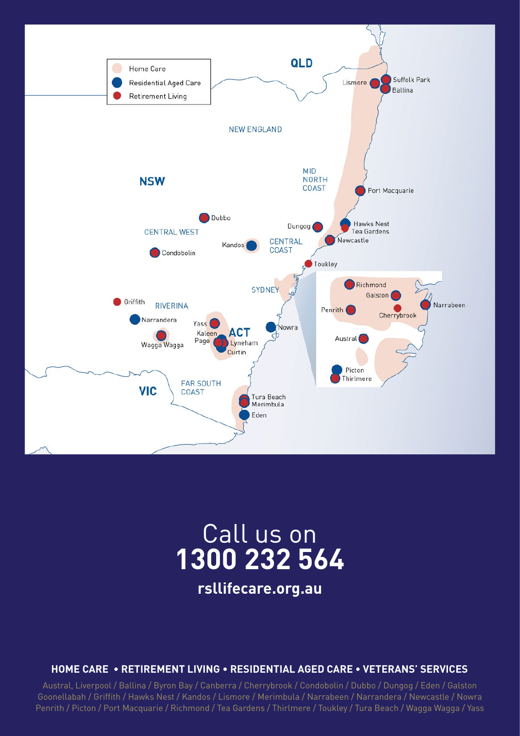Home Care
Residential Aged Care
Retirement Living

QLD
NEW ENGLAND
NSW
MID NORTH COAST
CENTRAL WEST
CENTRAL COAST
SYDNEY
RIVERINA
ACT
FAR SOUTH COAST
VIC

Lismore
Suffolk Park
Ballina
Port Macquarie
Dubbo
Dungog
Hawks Nest
Tea Gardens
Newcastle
Kandos
Condobolin
Toukley
Griffith
Narrandera
Yass
Kaleen
Page
Lyneham
Curtin
Wagga Wagga
Nowra
Tura Beach
Merimbula
Eden
Richmond
Galston
Narrabeen
Penrith
Cherrybrook
Austral
Picton
Thirlmere

Call us on
**1300 232 564**

**rsllifecare.org.au**

**HOME CARE • RETIREMENT LIVING • RESIDENTIAL AGED CARE • VETERANS' SERVICES**

Austral, Liverpool / Ballina / Byron Bay / Canberra / Cherrybrook / Condobolin / Dubbo / Dungog / Eden / Galston
Goonellabah / Griffith / Hawks Nest / Kandos / Lismore / Merimbula / Narrabeen / Narrandera / Newcastle / Nowra
Penrith / Picton / Port Macquarie / Richmond / Tea Gardens / Thirlmere / Toukley / Tura Beach / Wagga Wagga / Yass